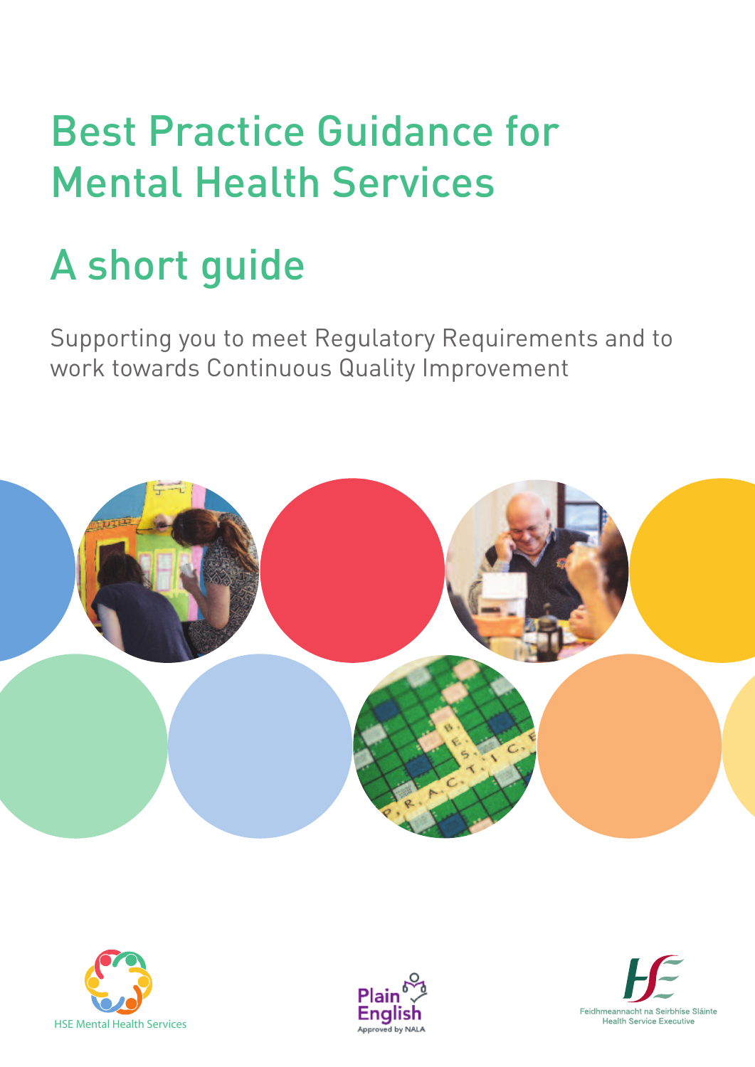# Best Practice Guidance for Mental Health Services

## A short guide

Supporting you to meet Regulatory Requirements and to work towards Continuous Quality Improvement

HSE Mental Health Services

Plain English Approved by NALA

Feidhmeannacht na Seirbhíse Sláinte
Health Service Executive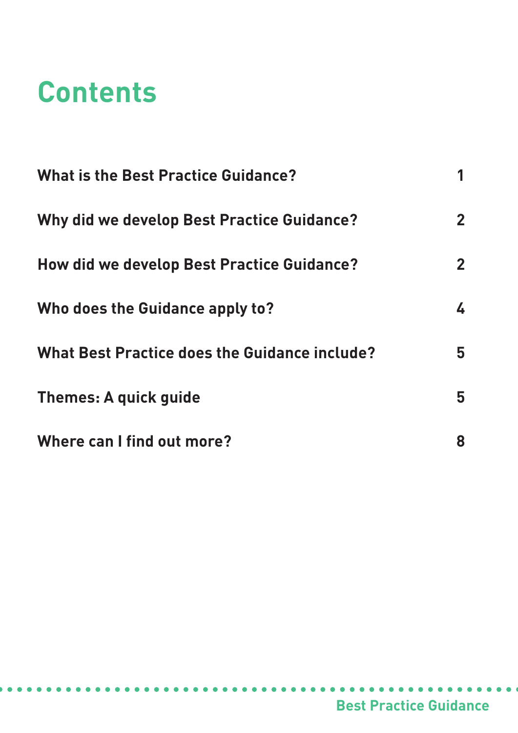# Contents

| | |
|---|---|
| **What is the Best Practice Guidance?** | **1** |
| **Why did we develop Best Practice Guidance?** | **2** |
| **How did we develop Best Practice Guidance?** | **2** |
| **Who does the Guidance apply to?** | **4** |
| **What Best Practice does the Guidance include?** | **5** |
| **Themes: A quick guide** | **5** |
| **Where can I find out more?** | **8** |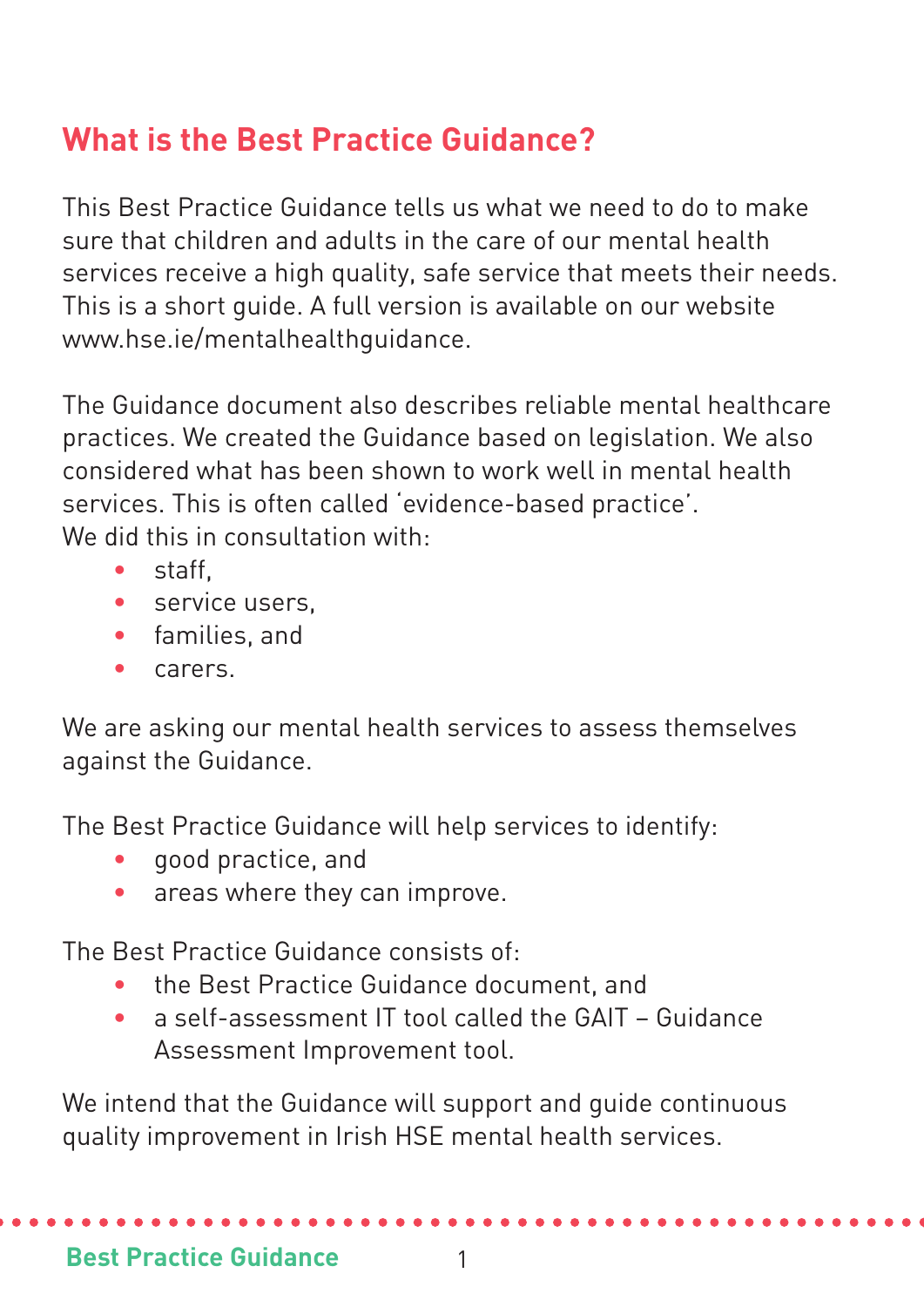## What is the Best Practice Guidance?

This Best Practice Guidance tells us what we need to do to make sure that children and adults in the care of our mental health services receive a high quality, safe service that meets their needs. This is a short guide. A full version is available on our website www.hse.ie/mentalhealthguidance.

The Guidance document also describes reliable mental healthcare practices. We created the Guidance based on legislation. We also considered what has been shown to work well in mental health services. This is often called 'evidence-based practice'. We did this in consultation with:

- staff,
- service users,
- families, and
- carers.

We are asking our mental health services to assess themselves against the Guidance.

The Best Practice Guidance will help services to identify:

- good practice, and
- areas where they can improve.

The Best Practice Guidance consists of:

- the Best Practice Guidance document, and
- a self-assessment IT tool called the GAIT – Guidance Assessment Improvement tool.

We intend that the Guidance will support and guide continuous quality improvement in Irish HSE mental health services.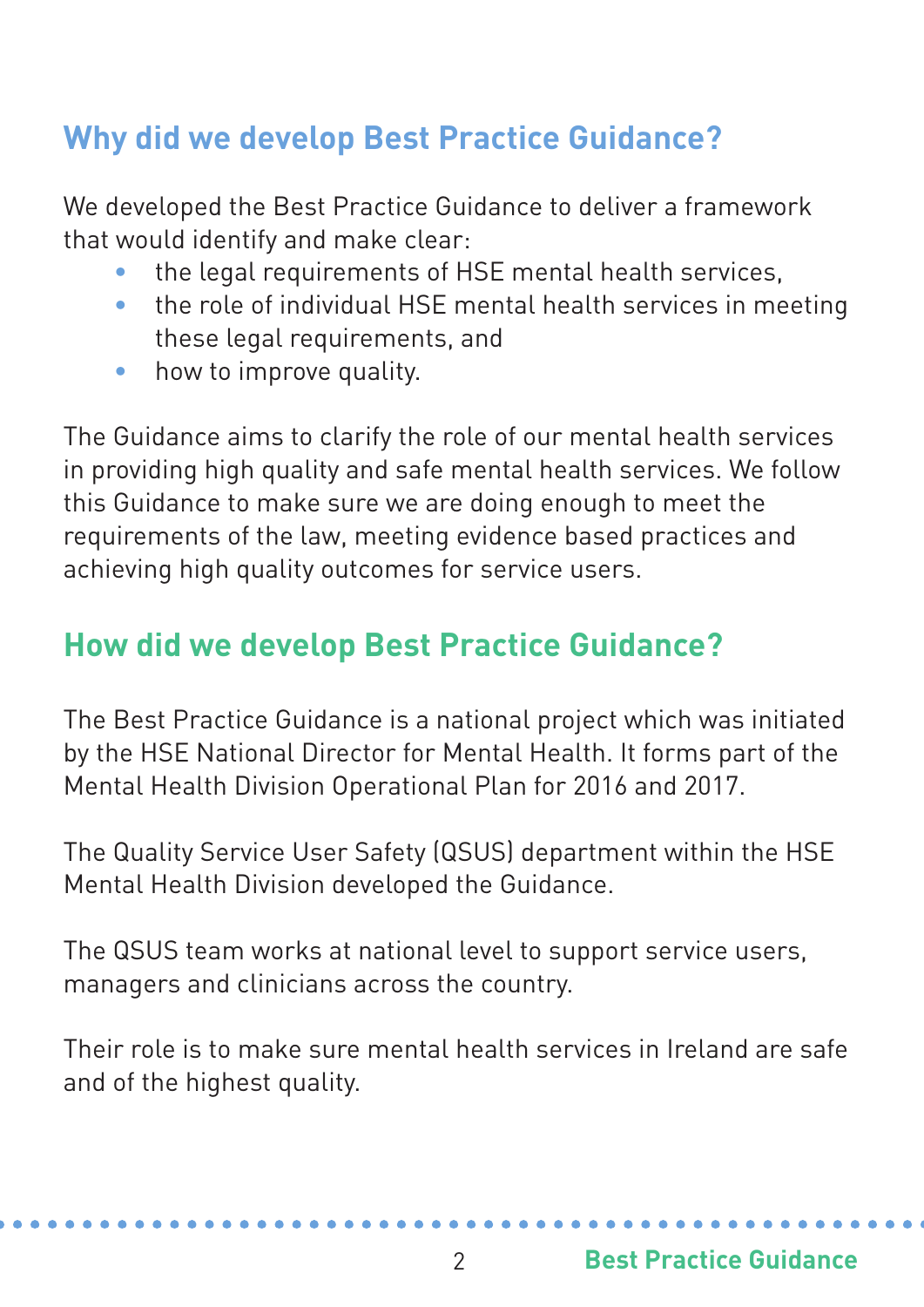## Why did we develop Best Practice Guidance?

We developed the Best Practice Guidance to deliver a framework that would identify and make clear:

- the legal requirements of HSE mental health services,
- the role of individual HSE mental health services in meeting these legal requirements, and
- how to improve quality.

The Guidance aims to clarify the role of our mental health services in providing high quality and safe mental health services. We follow this Guidance to make sure we are doing enough to meet the requirements of the law, meeting evidence based practices and achieving high quality outcomes for service users.

## How did we develop Best Practice Guidance?

The Best Practice Guidance is a national project which was initiated by the HSE National Director for Mental Health. It forms part of the Mental Health Division Operational Plan for 2016 and 2017.

The Quality Service User Safety (QSUS) department within the HSE Mental Health Division developed the Guidance.

The QSUS team works at national level to support service users, managers and clinicians across the country.

Their role is to make sure mental health services in Ireland are safe and of the highest quality.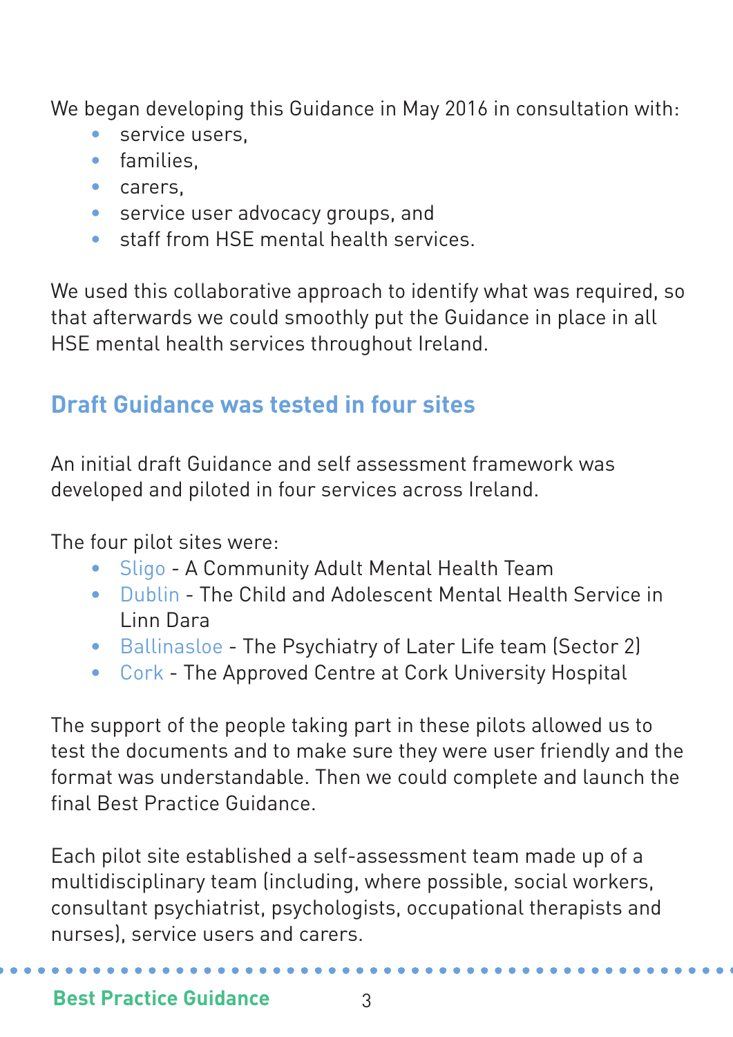We began developing this Guidance in May 2016 in consultation with:

- service users,
- families,
- carers,
- service user advocacy groups, and
- staff from HSE mental health services.

We used this collaborative approach to identify what was required, so that afterwards we could smoothly put the Guidance in place in all HSE mental health services throughout Ireland.

## Draft Guidance was tested in four sites

An initial draft Guidance and self assessment framework was developed and piloted in four services across Ireland.

The four pilot sites were:

- Sligo - A Community Adult Mental Health Team
- Dublin - The Child and Adolescent Mental Health Service in Linn Dara
- Ballinasloe - The Psychiatry of Later Life team (Sector 2)
- Cork - The Approved Centre at Cork University Hospital

The support of the people taking part in these pilots allowed us to test the documents and to make sure they were user friendly and the format was understandable. Then we could complete and launch the final Best Practice Guidance.

Each pilot site established a self-assessment team made up of a multidisciplinary team (including, where possible, social workers, consultant psychiatrist, psychologists, occupational therapists and nurses), service users and carers.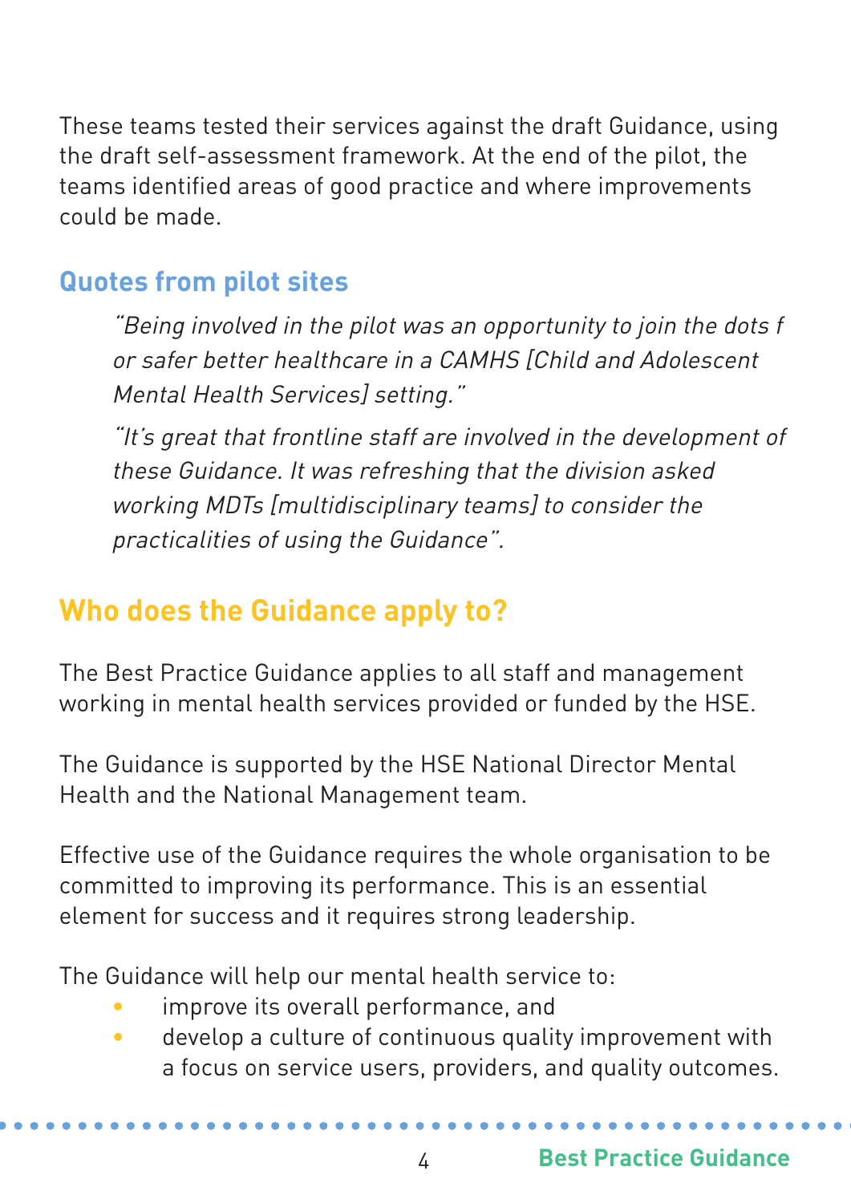These teams tested their services against the draft Guidance, using the draft self-assessment framework. At the end of the pilot, the teams identified areas of good practice and where improvements could be made.

## Quotes from pilot sites

> *"Being involved in the pilot was an opportunity to join the dots f or safer better healthcare in a CAMHS [Child and Adolescent Mental Health Services] setting."*
>
> *"It's great that frontline staff are involved in the development of these Guidance. It was refreshing that the division asked working MDTs [multidisciplinary teams] to consider the practicalities of using the Guidance".*

## Who does the Guidance apply to?

The Best Practice Guidance applies to all staff and management working in mental health services provided or funded by the HSE.

The Guidance is supported by the HSE National Director Mental Health and the National Management team.

Effective use of the Guidance requires the whole organisation to be committed to improving its performance. This is an essential element for success and it requires strong leadership.

The Guidance will help our mental health service to:

- improve its overall performance, and
- develop a culture of continuous quality improvement with a focus on service users, providers, and quality outcomes.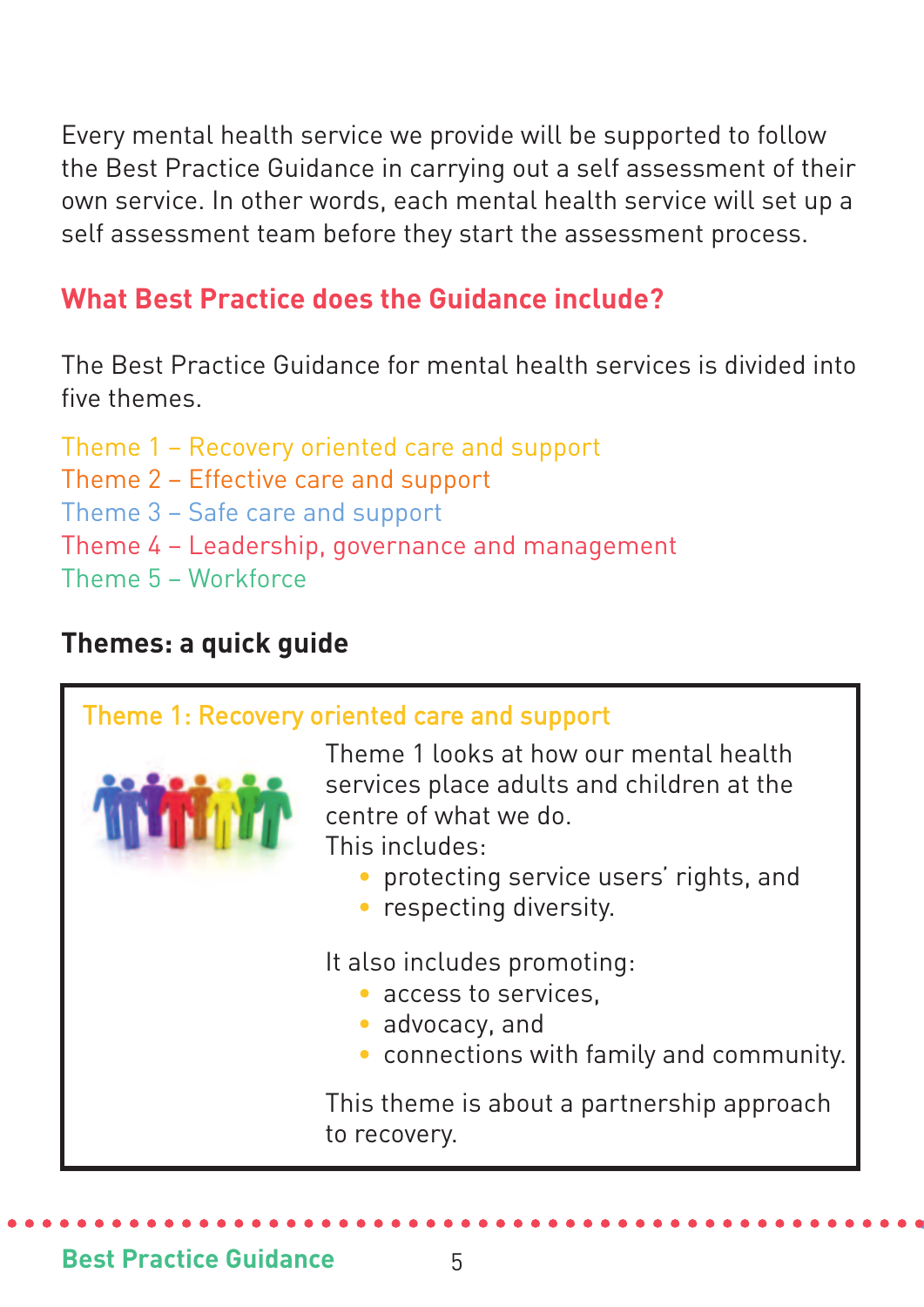Every mental health service we provide will be supported to follow the Best Practice Guidance in carrying out a self assessment of their own service. In other words, each mental health service will set up a self assessment team before they start the assessment process.

## What Best Practice does the Guidance include?

The Best Practice Guidance for mental health services is divided into five themes.

Theme 1 – Recovery oriented care and support
Theme 2 – Effective care and support
Theme 3 – Safe care and support
Theme 4 – Leadership, governance and management
Theme 5 – Workforce

### Themes: a quick guide

#### Theme 1: Recovery oriented care and support

Theme 1 looks at how our mental health services place adults and children at the centre of what we do.
This includes:

- protecting service users' rights, and
- respecting diversity.

It also includes promoting:

- access to services,
- advocacy, and
- connections with family and community.

This theme is about a partnership approach to recovery.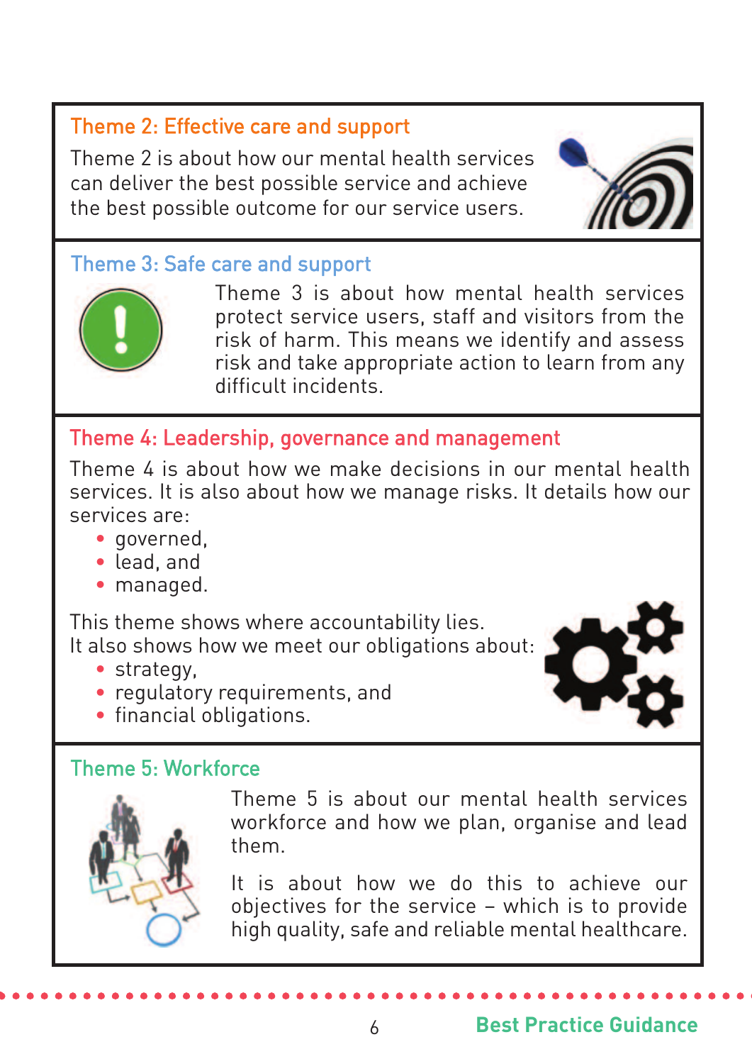## Theme 2: Effective care and support

Theme 2 is about how our mental health services can deliver the best possible service and achieve the best possible outcome for our service users.

## Theme 3: Safe care and support

Theme 3 is about how mental health services protect service users, staff and visitors from the risk of harm. This means we identify and assess risk and take appropriate action to learn from any difficult incidents.

## Theme 4: Leadership, governance and management

Theme 4 is about how we make decisions in our mental health services. It is also about how we manage risks. It details how our services are:

- governed,
- lead, and
- managed.

This theme shows where accountability lies.
It also shows how we meet our obligations about:

- strategy,
- regulatory requirements, and
- financial obligations.

## Theme 5: Workforce

Theme 5 is about our mental health services workforce and how we plan, organise and lead them.

It is about how we do this to achieve our objectives for the service – which is to provide high quality, safe and reliable mental healthcare.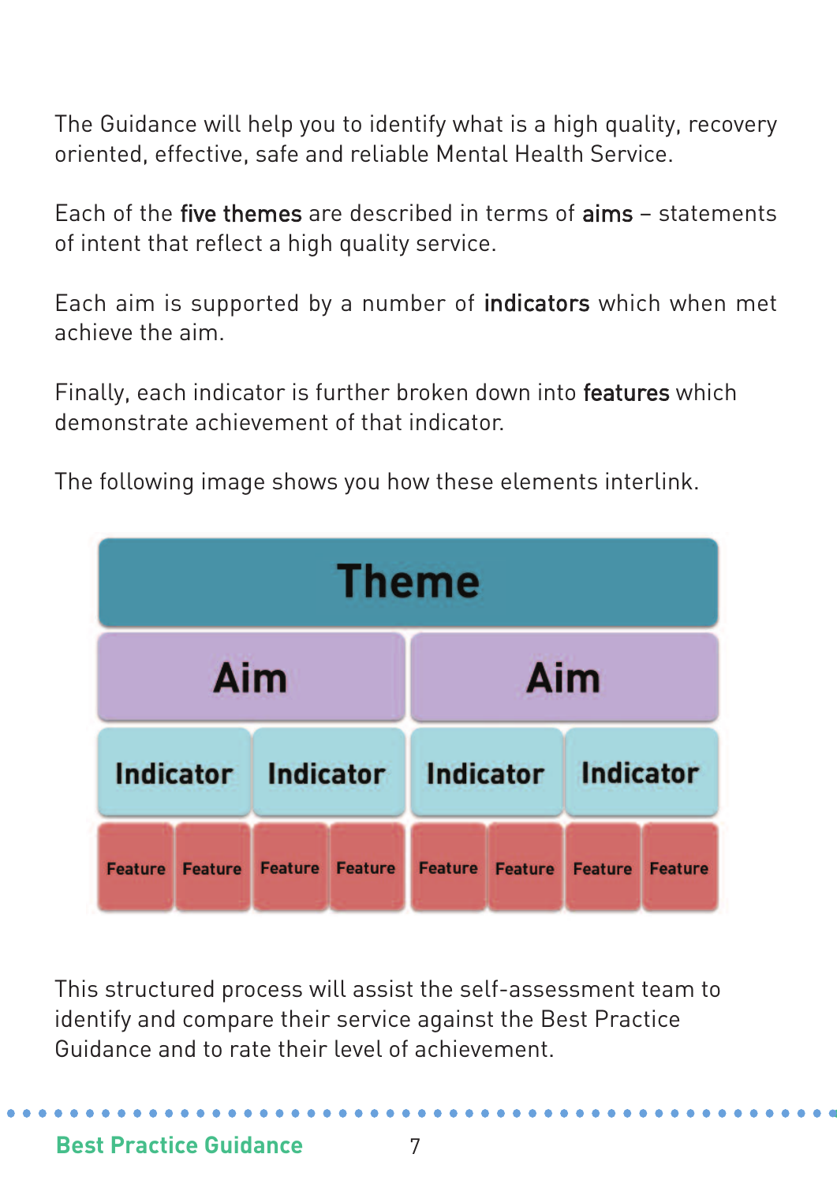The Guidance will help you to identify what is a high quality, recovery oriented, effective, safe and reliable Mental Health Service.

Each of the **five themes** are described in terms of **aims** – statements of intent that reflect a high quality service.

Each aim is supported by a number of **indicators** which when met achieve the aim.

Finally, each indicator is further broken down into **features** which demonstrate achievement of that indicator.

The following image shows you how these elements interlink.

| Theme | | | | | | | |
|---|---|---|---|---|---|---|---|
| Aim | | | | Aim | | | |
| Indicator | | Indicator | | Indicator | | Indicator | |
| Feature | Feature | Feature | Feature | Feature | Feature | Feature | Feature |

This structured process will assist the self-assessment team to identify and compare their service against the Best Practice Guidance and to rate their level of achievement.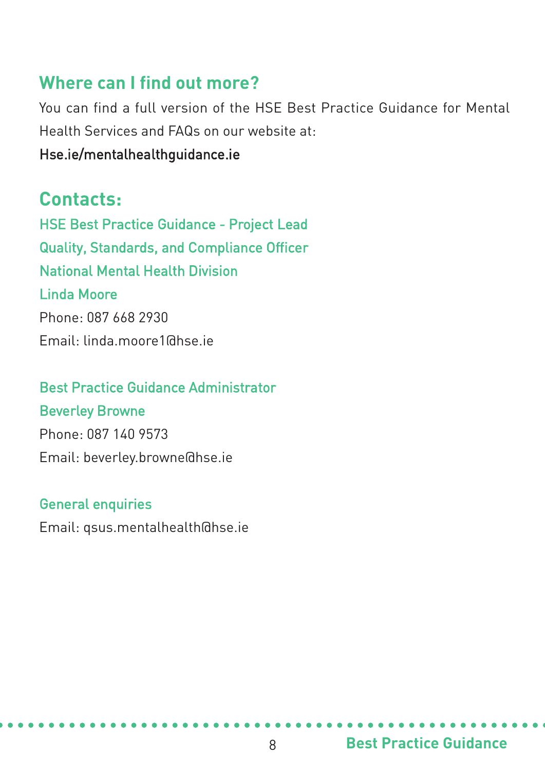## Where can I find out more?

You can find a full version of the HSE Best Practice Guidance for Mental Health Services and FAQs on our website at:

Hse.ie/mentalhealthguidance.ie

## Contacts:

HSE Best Practice Guidance - Project Lead
Quality, Standards, and Compliance Officer
National Mental Health Division
Linda Moore
Phone: 087 668 2930
Email: linda.moore1@hse.ie

Best Practice Guidance Administrator
Beverley Browne
Phone: 087 140 9573
Email: beverley.browne@hse.ie

General enquiries
Email: qsus.mentalhealth@hse.ie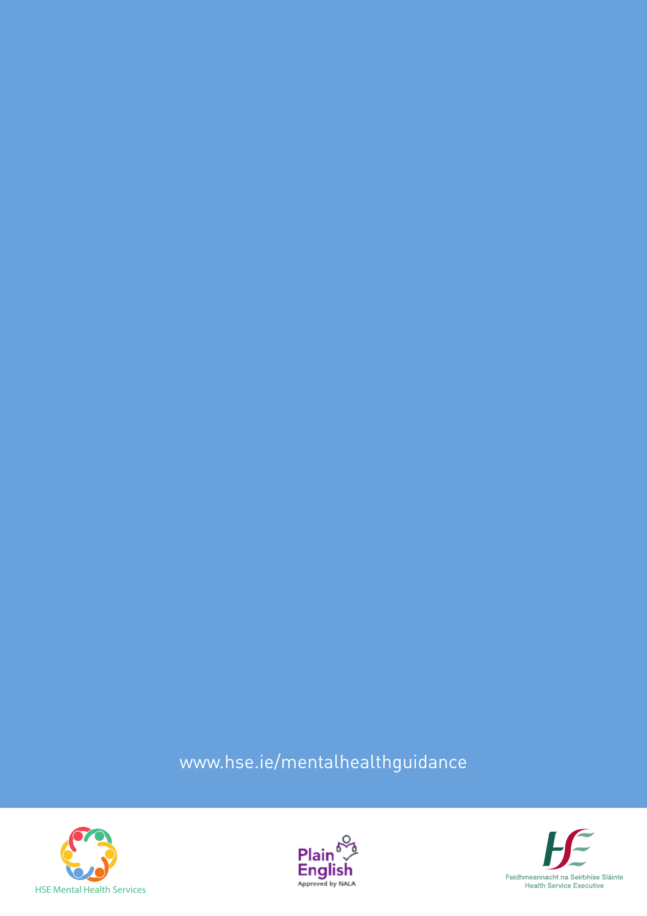www.hse.ie/mentalhealthguidance

HSE Mental Health Services

Plain English
Approved by NALA

Feidhmeannacht na Seirbhíse Sláinte
Health Service Executive